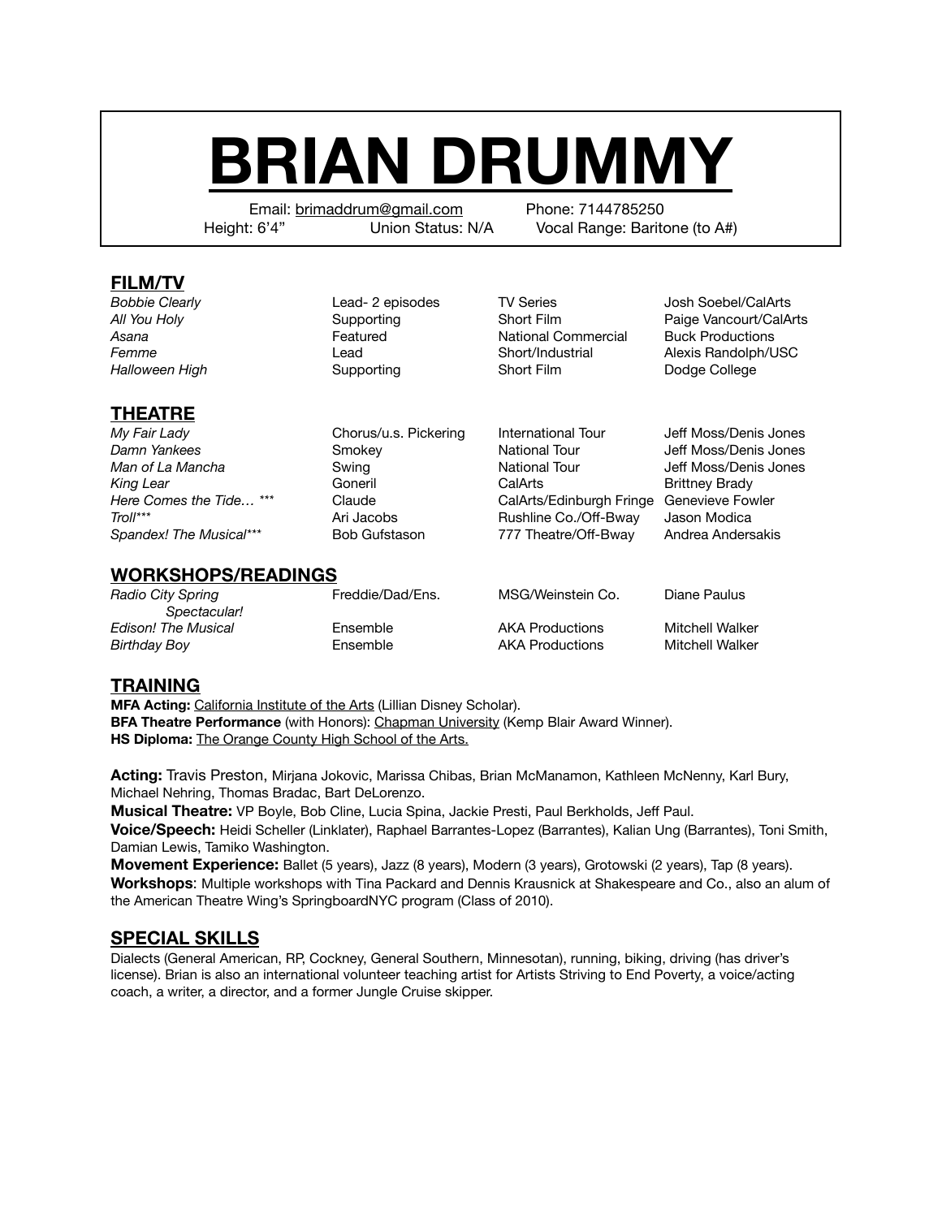# BRIAN DRUMMY

Email: brimaddrum@gmail.com Phone: 7144785250
Height: 6'4" Union Status: N/A Vocal Range: Baritone (to A#)

## FILM/TV

| | | | |
|---|---|---|---|
| *Bobbie Clearly* | Lead- 2 episodes | TV Series | Josh Soebel/CalArts |
| *All You Holy* | Supporting | Short Film | Paige Vancourt/CalArts |
| *Asana* | Featured | National Commercial | Buck Productions |
| *Femme* | Lead | Short/Industrial | Alexis Randolph/USC |
| *Halloween High* | Supporting | Short Film | Dodge College |

## THEATRE

| | | | |
|---|---|---|---|
| *My Fair Lady* | Chorus/u.s. Pickering | International Tour | Jeff Moss/Denis Jones |
| *Damn Yankees* | Smokey | National Tour | Jeff Moss/Denis Jones |
| *Man of La Mancha* | Swing | National Tour | Jeff Moss/Denis Jones |
| *King Lear* | Goneril | CalArts | Brittney Brady |
| *Here Comes the Tide… \*\*\** | Claude | CalArts/Edinburgh Fringe | Genevieve Fowler |
| *Troll\*\*\** | Ari Jacobs | Rushline Co./Off-Bway | Jason Modica |
| *Spandex! The Musical\*\*\** | Bob Gufstason | 777 Theatre/Off-Bway | Andrea Andersakis |

## WORKSHOPS/READINGS

| | | | |
|---|---|---|---|
| *Radio City Spring Spectacular!* | Freddie/Dad/Ens. | MSG/Weinstein Co. | Diane Paulus |
| *Edison! The Musical* | Ensemble | AKA Productions | Mitchell Walker |
| *Birthday Boy* | Ensemble | AKA Productions | Mitchell Walker |

## TRAINING

**MFA Acting:** California Institute of the Arts (Lillian Disney Scholar).
**BFA Theatre Performance** (with Honors): Chapman University (Kemp Blair Award Winner).
**HS Diploma:** The Orange County High School of the Arts.

**Acting:** Travis Preston, Mirjana Jokovic, Marissa Chibas, Brian McManamon, Kathleen McNenny, Karl Bury, Michael Nehring, Thomas Bradac, Bart DeLorenzo.
**Musical Theatre:** VP Boyle, Bob Cline, Lucia Spina, Jackie Presti, Paul Berkholds, Jeff Paul.
**Voice/Speech:** Heidi Scheller (Linklater), Raphael Barrantes-Lopez (Barrantes), Kalian Ung (Barrantes), Toni Smith, Damian Lewis, Tamiko Washington.
**Movement Experience:** Ballet (5 years), Jazz (8 years), Modern (3 years), Grotowski (2 years), Tap (8 years).
**Workshops**: Multiple workshops with Tina Packard and Dennis Krausnick at Shakespeare and Co., also an alum of the American Theatre Wing's SpringboardNYC program (Class of 2010).

## SPECIAL SKILLS

Dialects (General American, RP, Cockney, General Southern, Minnesotan), running, biking, driving (has driver's license). Brian is also an international volunteer teaching artist for Artists Striving to End Poverty, a voice/acting coach, a writer, a director, and a former Jungle Cruise skipper.